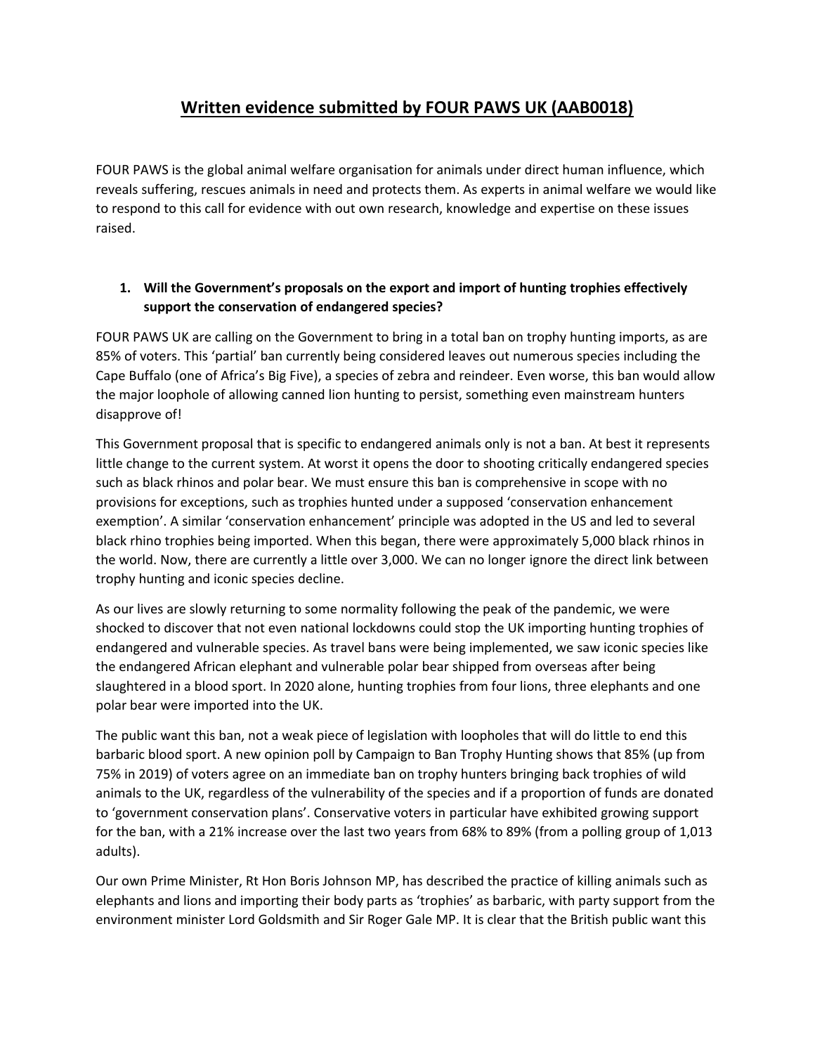# Written evidence submitted by FOUR PAWS UK (AAB0018)

FOUR PAWS is the global animal welfare organisation for animals under direct human influence, which reveals suffering, rescues animals in need and protects them. As experts in animal welfare we would like to respond to this call for evidence with out own research, knowledge and expertise on these issues raised.

1. **Will the Government's proposals on the export and import of hunting trophies effectively support the conservation of endangered species?**

FOUR PAWS UK are calling on the Government to bring in a total ban on trophy hunting imports, as are 85% of voters. This 'partial' ban currently being considered leaves out numerous species including the Cape Buffalo (one of Africa's Big Five), a species of zebra and reindeer. Even worse, this ban would allow the major loophole of allowing canned lion hunting to persist, something even mainstream hunters disapprove of!

This Government proposal that is specific to endangered animals only is not a ban. At best it represents little change to the current system. At worst it opens the door to shooting critically endangered species such as black rhinos and polar bear. We must ensure this ban is comprehensive in scope with no provisions for exceptions, such as trophies hunted under a supposed 'conservation enhancement exemption'. A similar 'conservation enhancement' principle was adopted in the US and led to several black rhino trophies being imported. When this began, there were approximately 5,000 black rhinos in the world. Now, there are currently a little over 3,000. We can no longer ignore the direct link between trophy hunting and iconic species decline.

As our lives are slowly returning to some normality following the peak of the pandemic, we were shocked to discover that not even national lockdowns could stop the UK importing hunting trophies of endangered and vulnerable species. As travel bans were being implemented, we saw iconic species like the endangered African elephant and vulnerable polar bear shipped from overseas after being slaughtered in a blood sport. In 2020 alone, hunting trophies from four lions, three elephants and one polar bear were imported into the UK.

The public want this ban, not a weak piece of legislation with loopholes that will do little to end this barbaric blood sport. A new opinion poll by Campaign to Ban Trophy Hunting shows that 85% (up from 75% in 2019) of voters agree on an immediate ban on trophy hunters bringing back trophies of wild animals to the UK, regardless of the vulnerability of the species and if a proportion of funds are donated to 'government conservation plans'. Conservative voters in particular have exhibited growing support for the ban, with a 21% increase over the last two years from 68% to 89% (from a polling group of 1,013 adults).

Our own Prime Minister, Rt Hon Boris Johnson MP, has described the practice of killing animals such as elephants and lions and importing their body parts as 'trophies' as barbaric, with party support from the environment minister Lord Goldsmith and Sir Roger Gale MP. It is clear that the British public want this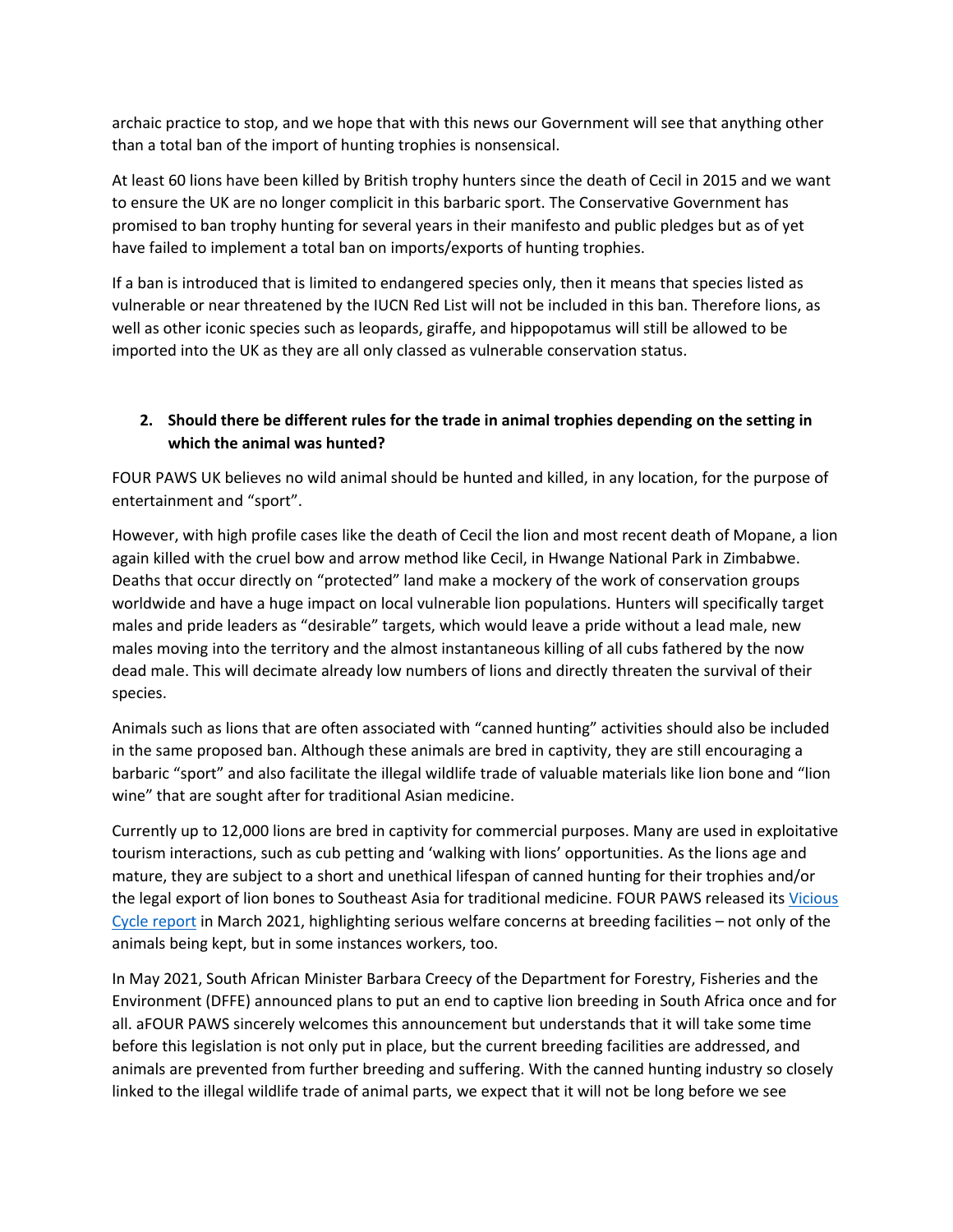archaic practice to stop, and we hope that with this news our Government will see that anything other than a total ban of the import of hunting trophies is nonsensical.

At least 60 lions have been killed by British trophy hunters since the death of Cecil in 2015 and we want to ensure the UK are no longer complicit in this barbaric sport. The Conservative Government has promised to ban trophy hunting for several years in their manifesto and public pledges but as of yet have failed to implement a total ban on imports/exports of hunting trophies.

If a ban is introduced that is limited to endangered species only, then it means that species listed as vulnerable or near threatened by the IUCN Red List will not be included in this ban. Therefore lions, as well as other iconic species such as leopards, giraffe, and hippopotamus will still be allowed to be imported into the UK as they are all only classed as vulnerable conservation status.

2. **Should there be different rules for the trade in animal trophies depending on the setting in which the animal was hunted?**

FOUR PAWS UK believes no wild animal should be hunted and killed, in any location, for the purpose of entertainment and "sport".

However, with high profile cases like the death of Cecil the lion and most recent death of Mopane, a lion again killed with the cruel bow and arrow method like Cecil, in Hwange National Park in Zimbabwe. Deaths that occur directly on "protected" land make a mockery of the work of conservation groups worldwide and have a huge impact on local vulnerable lion populations. Hunters will specifically target males and pride leaders as "desirable" targets, which would leave a pride without a lead male, new males moving into the territory and the almost instantaneous killing of all cubs fathered by the now dead male. This will decimate already low numbers of lions and directly threaten the survival of their species.

Animals such as lions that are often associated with "canned hunting" activities should also be included in the same proposed ban. Although these animals are bred in captivity, they are still encouraging a barbaric "sport" and also facilitate the illegal wildlife trade of valuable materials like lion bone and "lion wine" that are sought after for traditional Asian medicine.

Currently up to 12,000 lions are bred in captivity for commercial purposes. Many are used in exploitative tourism interactions, such as cub petting and 'walking with lions' opportunities. As the lions age and mature, they are subject to a short and unethical lifespan of canned hunting for their trophies and/or the legal export of lion bones to Southeast Asia for traditional medicine. FOUR PAWS released its Vicious Cycle report in March 2021, highlighting serious welfare concerns at breeding facilities – not only of the animals being kept, but in some instances workers, too.

In May 2021, South African Minister Barbara Creecy of the Department for Forestry, Fisheries and the Environment (DFFE) announced plans to put an end to captive lion breeding in South Africa once and for all. aFOUR PAWS sincerely welcomes this announcement but understands that it will take some time before this legislation is not only put in place, but the current breeding facilities are addressed, and animals are prevented from further breeding and suffering. With the canned hunting industry so closely linked to the illegal wildlife trade of animal parts, we expect that it will not be long before we see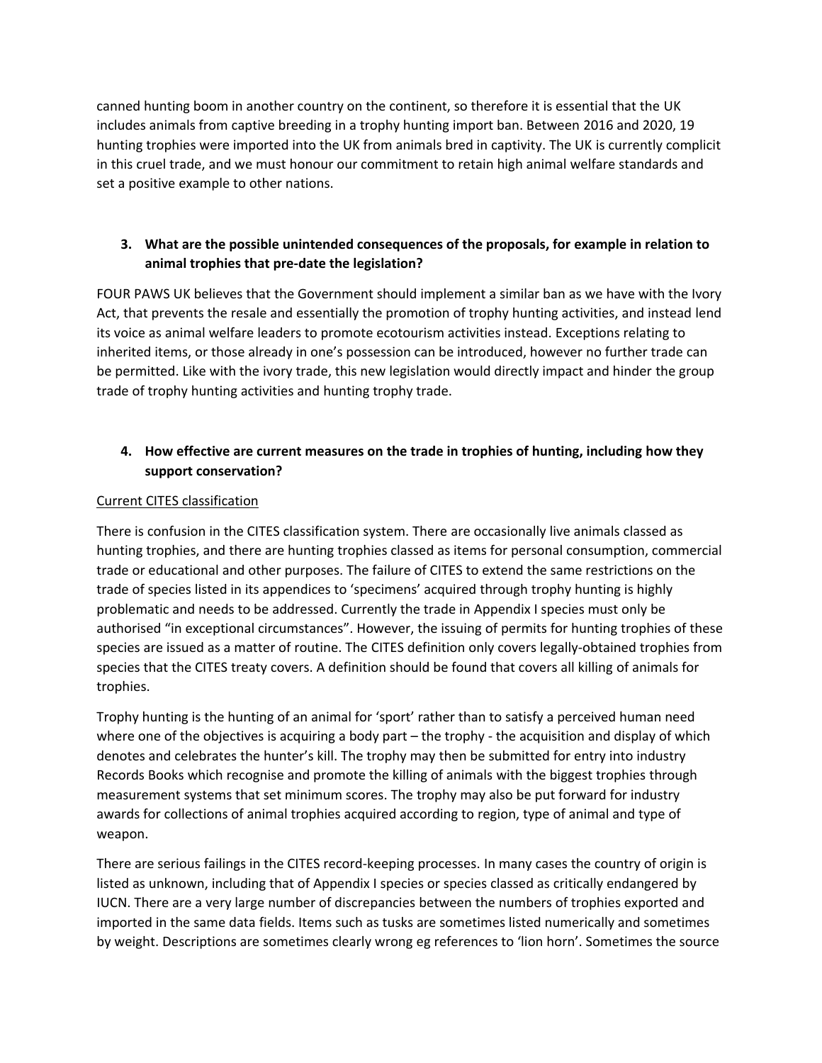canned hunting boom in another country on the continent, so therefore it is essential that the UK includes animals from captive breeding in a trophy hunting import ban. Between 2016 and 2020, 19 hunting trophies were imported into the UK from animals bred in captivity. The UK is currently complicit in this cruel trade, and we must honour our commitment to retain high animal welfare standards and set a positive example to other nations.

**3. What are the possible unintended consequences of the proposals, for example in relation to animal trophies that pre-date the legislation?**

FOUR PAWS UK believes that the Government should implement a similar ban as we have with the Ivory Act, that prevents the resale and essentially the promotion of trophy hunting activities, and instead lend its voice as animal welfare leaders to promote ecotourism activities instead. Exceptions relating to inherited items, or those already in one's possession can be introduced, however no further trade can be permitted. Like with the ivory trade, this new legislation would directly impact and hinder the group trade of trophy hunting activities and hunting trophy trade.

**4. How effective are current measures on the trade in trophies of hunting, including how they support conservation?**

<u>Current CITES classification</u>

There is confusion in the CITES classification system. There are occasionally live animals classed as hunting trophies, and there are hunting trophies classed as items for personal consumption, commercial trade or educational and other purposes. The failure of CITES to extend the same restrictions on the trade of species listed in its appendices to 'specimens' acquired through trophy hunting is highly problematic and needs to be addressed. Currently the trade in Appendix I species must only be authorised "in exceptional circumstances". However, the issuing of permits for hunting trophies of these species are issued as a matter of routine. The CITES definition only covers legally-obtained trophies from species that the CITES treaty covers. A definition should be found that covers all killing of animals for trophies.

Trophy hunting is the hunting of an animal for 'sport' rather than to satisfy a perceived human need where one of the objectives is acquiring a body part – the trophy - the acquisition and display of which denotes and celebrates the hunter's kill. The trophy may then be submitted for entry into industry Records Books which recognise and promote the killing of animals with the biggest trophies through measurement systems that set minimum scores. The trophy may also be put forward for industry awards for collections of animal trophies acquired according to region, type of animal and type of weapon.

There are serious failings in the CITES record-keeping processes. In many cases the country of origin is listed as unknown, including that of Appendix I species or species classed as critically endangered by IUCN. There are a very large number of discrepancies between the numbers of trophies exported and imported in the same data fields. Items such as tusks are sometimes listed numerically and sometimes by weight. Descriptions are sometimes clearly wrong eg references to 'lion horn'. Sometimes the source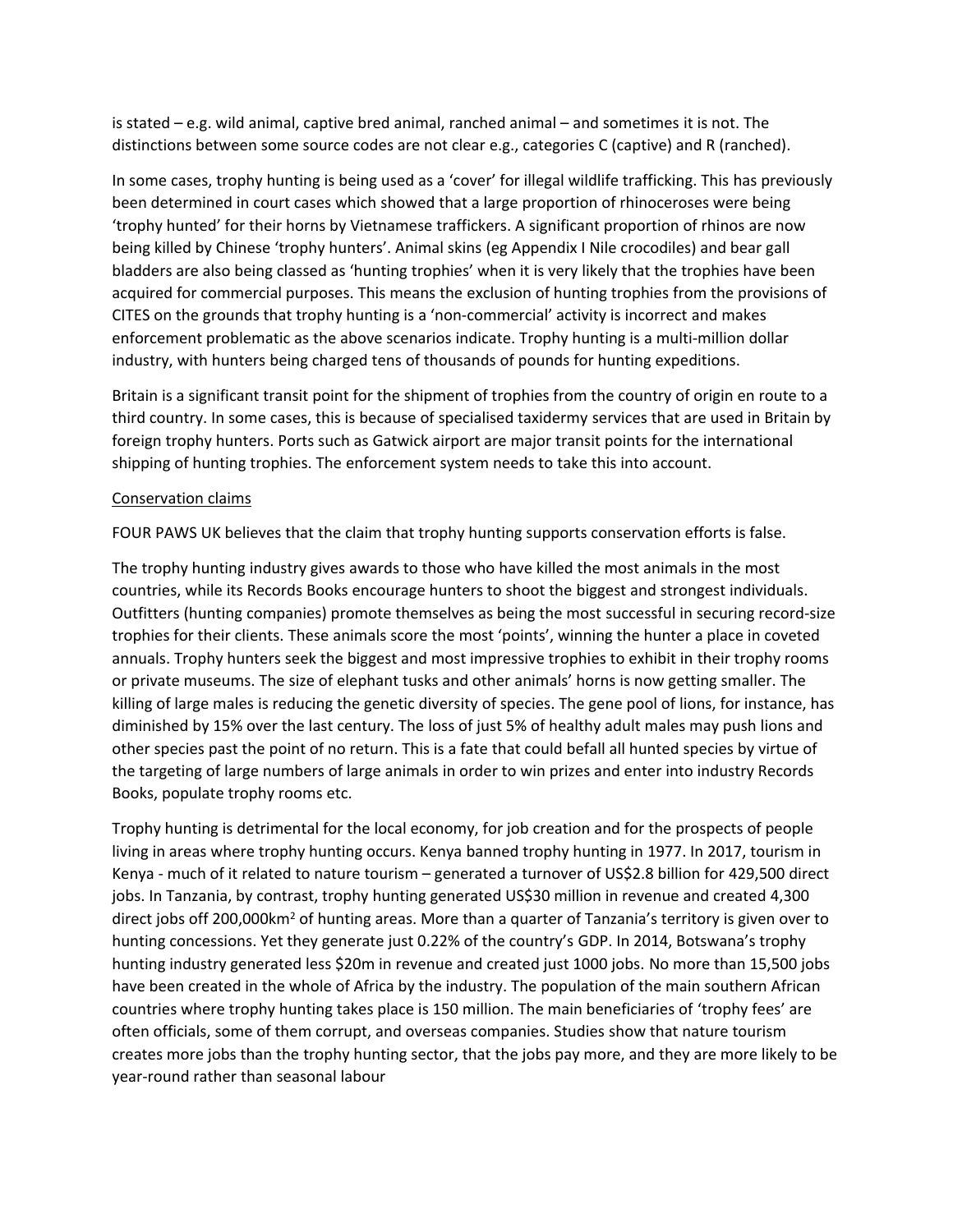is stated – e.g. wild animal, captive bred animal, ranched animal – and sometimes it is not. The distinctions between some source codes are not clear e.g., categories C (captive) and R (ranched).

In some cases, trophy hunting is being used as a 'cover' for illegal wildlife trafficking. This has previously been determined in court cases which showed that a large proportion of rhinoceroses were being 'trophy hunted' for their horns by Vietnamese traffickers. A significant proportion of rhinos are now being killed by Chinese 'trophy hunters'. Animal skins (eg Appendix I Nile crocodiles) and bear gall bladders are also being classed as 'hunting trophies' when it is very likely that the trophies have been acquired for commercial purposes. This means the exclusion of hunting trophies from the provisions of CITES on the grounds that trophy hunting is a 'non-commercial' activity is incorrect and makes enforcement problematic as the above scenarios indicate. Trophy hunting is a multi-million dollar industry, with hunters being charged tens of thousands of pounds for hunting expeditions.

Britain is a significant transit point for the shipment of trophies from the country of origin en route to a third country. In some cases, this is because of specialised taxidermy services that are used in Britain by foreign trophy hunters. Ports such as Gatwick airport are major transit points for the international shipping of hunting trophies. The enforcement system needs to take this into account.

Conservation claims

FOUR PAWS UK believes that the claim that trophy hunting supports conservation efforts is false.

The trophy hunting industry gives awards to those who have killed the most animals in the most countries, while its Records Books encourage hunters to shoot the biggest and strongest individuals. Outfitters (hunting companies) promote themselves as being the most successful in securing record-size trophies for their clients. These animals score the most 'points', winning the hunter a place in coveted annuals. Trophy hunters seek the biggest and most impressive trophies to exhibit in their trophy rooms or private museums. The size of elephant tusks and other animals' horns is now getting smaller. The killing of large males is reducing the genetic diversity of species. The gene pool of lions, for instance, has diminished by 15% over the last century. The loss of just 5% of healthy adult males may push lions and other species past the point of no return. This is a fate that could befall all hunted species by virtue of the targeting of large numbers of large animals in order to win prizes and enter into industry Records Books, populate trophy rooms etc.

Trophy hunting is detrimental for the local economy, for job creation and for the prospects of people living in areas where trophy hunting occurs. Kenya banned trophy hunting in 1977. In 2017, tourism in Kenya - much of it related to nature tourism – generated a turnover of US$2.8 billion for 429,500 direct jobs. In Tanzania, by contrast, trophy hunting generated US$30 million in revenue and created 4,300 direct jobs off 200,000km$^2$ of hunting areas. More than a quarter of Tanzania's territory is given over to hunting concessions. Yet they generate just 0.22% of the country's GDP. In 2014, Botswana's trophy hunting industry generated less $20m in revenue and created just 1000 jobs. No more than 15,500 jobs have been created in the whole of Africa by the industry. The population of the main southern African countries where trophy hunting takes place is 150 million. The main beneficiaries of 'trophy fees' are often officials, some of them corrupt, and overseas companies. Studies show that nature tourism creates more jobs than the trophy hunting sector, that the jobs pay more, and they are more likely to be year-round rather than seasonal labour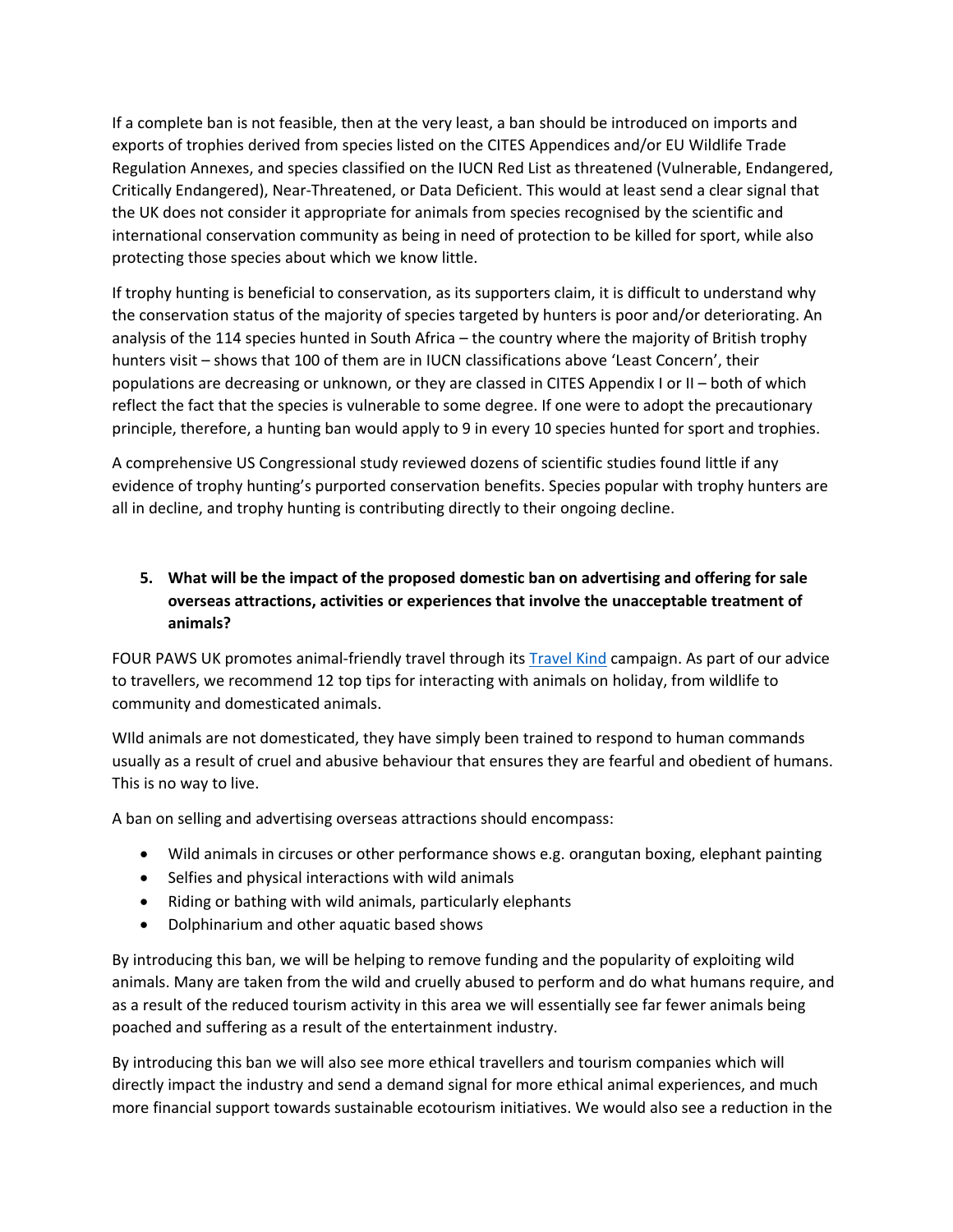If a complete ban is not feasible, then at the very least, a ban should be introduced on imports and exports of trophies derived from species listed on the CITES Appendices and/or EU Wildlife Trade Regulation Annexes, and species classified on the IUCN Red List as threatened (Vulnerable, Endangered, Critically Endangered), Near-Threatened, or Data Deficient. This would at least send a clear signal that the UK does not consider it appropriate for animals from species recognised by the scientific and international conservation community as being in need of protection to be killed for sport, while also protecting those species about which we know little.

If trophy hunting is beneficial to conservation, as its supporters claim, it is difficult to understand why the conservation status of the majority of species targeted by hunters is poor and/or deteriorating. An analysis of the 114 species hunted in South Africa – the country where the majority of British trophy hunters visit – shows that 100 of them are in IUCN classifications above 'Least Concern', their populations are decreasing or unknown, or they are classed in CITES Appendix I or II – both of which reflect the fact that the species is vulnerable to some degree. If one were to adopt the precautionary principle, therefore, a hunting ban would apply to 9 in every 10 species hunted for sport and trophies.

A comprehensive US Congressional study reviewed dozens of scientific studies found little if any evidence of trophy hunting's purported conservation benefits. Species popular with trophy hunters are all in decline, and trophy hunting is contributing directly to their ongoing decline.

5. **What will be the impact of the proposed domestic ban on advertising and offering for sale overseas attractions, activities or experiences that involve the unacceptable treatment of animals?**

FOUR PAWS UK promotes animal-friendly travel through its [Travel Kind] campaign. As part of our advice to travellers, we recommend 12 top tips for interacting with animals on holiday, from wildlife to community and domesticated animals.

WIld animals are not domesticated, they have simply been trained to respond to human commands usually as a result of cruel and abusive behaviour that ensures they are fearful and obedient of humans. This is no way to live.

A ban on selling and advertising overseas attractions should encompass:

- Wild animals in circuses or other performance shows e.g. orangutan boxing, elephant painting
- Selfies and physical interactions with wild animals
- Riding or bathing with wild animals, particularly elephants
- Dolphinarium and other aquatic based shows

By introducing this ban, we will be helping to remove funding and the popularity of exploiting wild animals. Many are taken from the wild and cruelly abused to perform and do what humans require, and as a result of the reduced tourism activity in this area we will essentially see far fewer animals being poached and suffering as a result of the entertainment industry.

By introducing this ban we will also see more ethical travellers and tourism companies which will directly impact the industry and send a demand signal for more ethical animal experiences, and much more financial support towards sustainable ecotourism initiatives. We would also see a reduction in the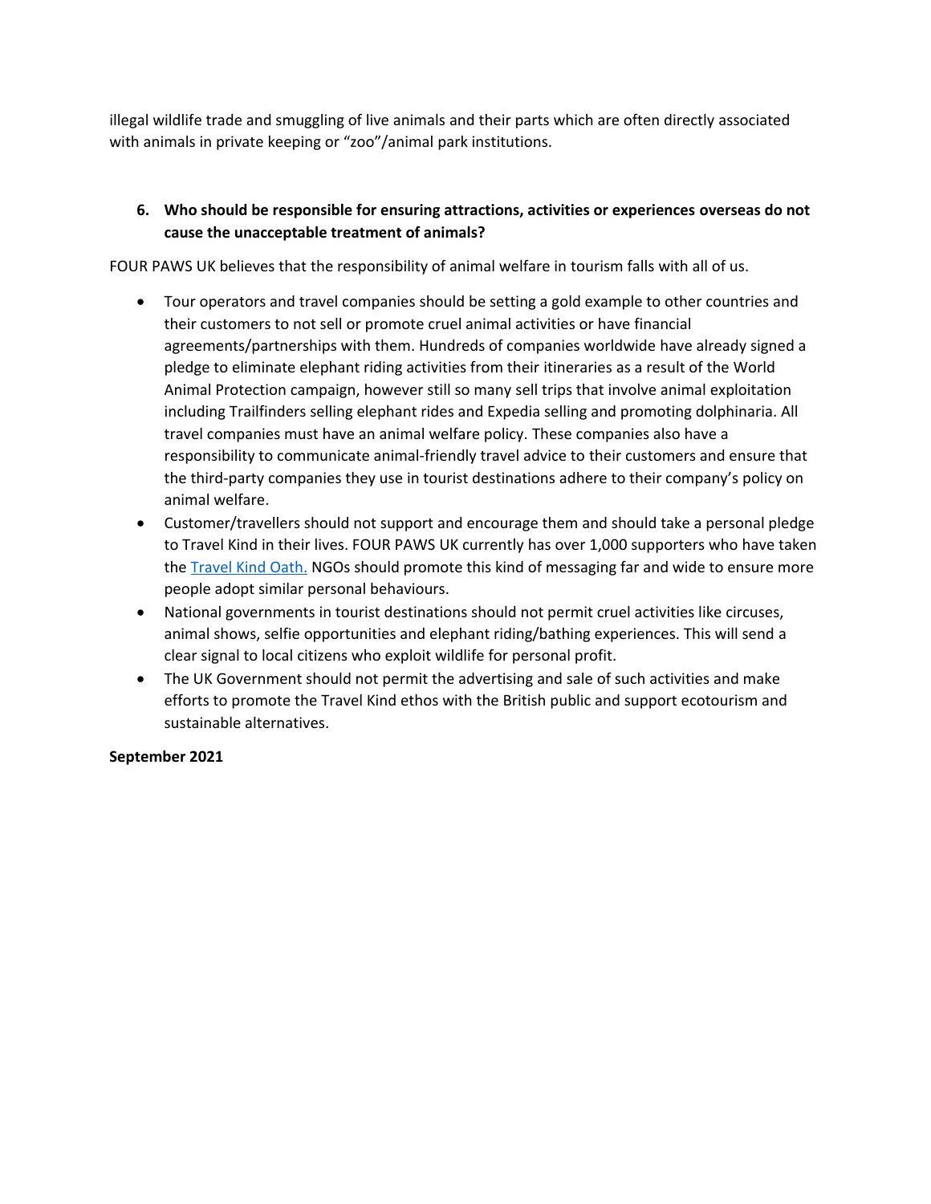illegal wildlife trade and smuggling of live animals and their parts which are often directly associated with animals in private keeping or "zoo"/animal park institutions.

**6. Who should be responsible for ensuring attractions, activities or experiences overseas do not cause the unacceptable treatment of animals?**

FOUR PAWS UK believes that the responsibility of animal welfare in tourism falls with all of us.

- Tour operators and travel companies should be setting a gold example to other countries and their customers to not sell or promote cruel animal activities or have financial agreements/partnerships with them. Hundreds of companies worldwide have already signed a pledge to eliminate elephant riding activities from their itineraries as a result of the World Animal Protection campaign, however still so many sell trips that involve animal exploitation including Trailfinders selling elephant rides and Expedia selling and promoting dolphinaria. All travel companies must have an animal welfare policy. These companies also have a responsibility to communicate animal-friendly travel advice to their customers and ensure that the third-party companies they use in tourist destinations adhere to their company's policy on animal welfare.
- Customer/travellers should not support and encourage them and should take a personal pledge to Travel Kind in their lives. FOUR PAWS UK currently has over 1,000 supporters who have taken the Travel Kind Oath. NGOs should promote this kind of messaging far and wide to ensure more people adopt similar personal behaviours.
- National governments in tourist destinations should not permit cruel activities like circuses, animal shows, selfie opportunities and elephant riding/bathing experiences. This will send a clear signal to local citizens who exploit wildlife for personal profit.
- The UK Government should not permit the advertising and sale of such activities and make efforts to promote the Travel Kind ethos with the British public and support ecotourism and sustainable alternatives.

**September 2021**